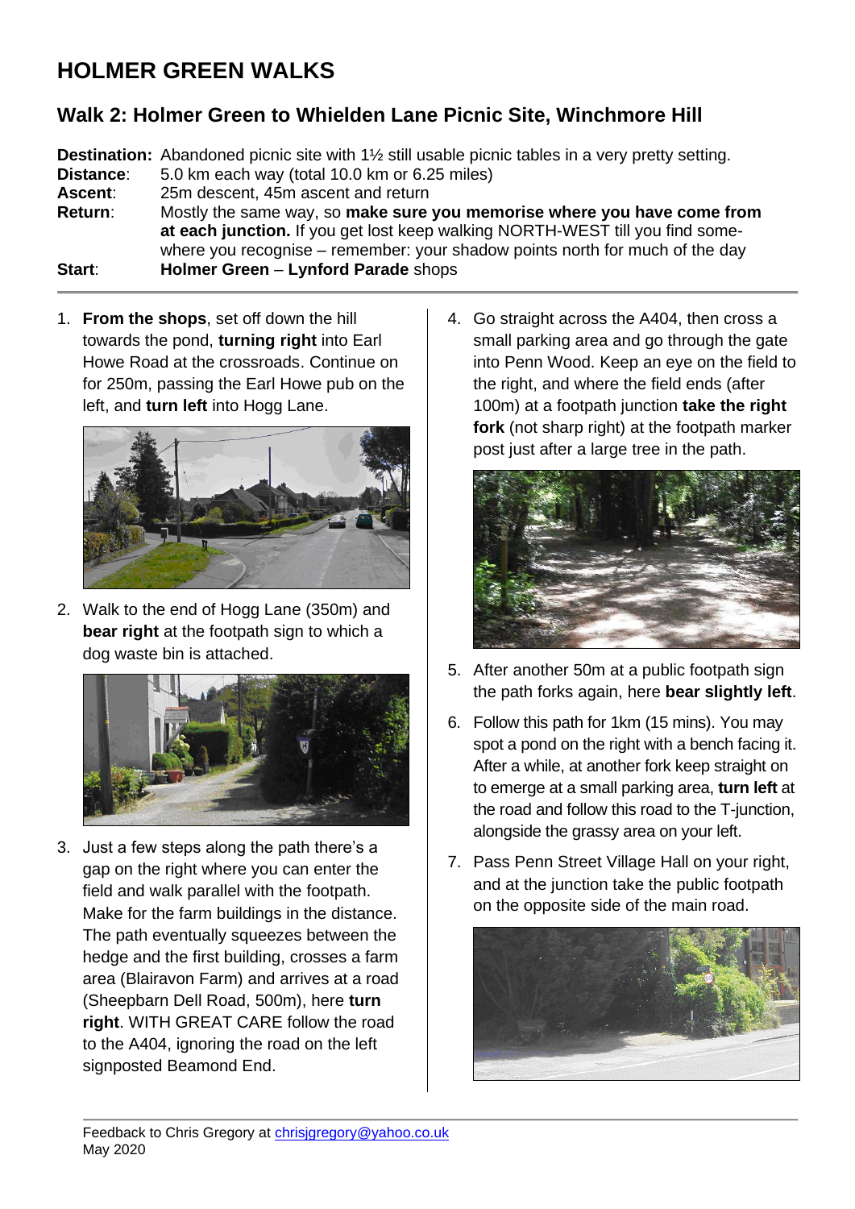# HOLMER GREEN WALKS

## Walk 2: Holmer Green to Whielden Lane Picnic Site, Winchmore Hill

**Destination:** Abandoned picnic site with 1½ still usable picnic tables in a very pretty setting.
**Distance**: 5.0 km each way (total 10.0 km or 6.25 miles)
**Ascent**: 25m descent, 45m ascent and return
**Return**: Mostly the same way, so **make sure you memorise where you have come from at each junction.** If you get lost keep walking NORTH-WEST till you find somewhere you recognise – remember: your shadow points north for much of the day
**Start**: **Holmer Green** – **Lynford Parade** shops

1. **From the shops**, set off down the hill towards the pond, **turning right** into Earl Howe Road at the crossroads. Continue on for 250m, passing the Earl Howe pub on the left, and **turn left** into Hogg Lane.

2. Walk to the end of Hogg Lane (350m) and **bear right** at the footpath sign to which a dog waste bin is attached.

3. Just a few steps along the path there's a gap on the right where you can enter the field and walk parallel with the footpath. Make for the farm buildings in the distance. The path eventually squeezes between the hedge and the first building, crosses a farm area (Blairavon Farm) and arrives at a road (Sheepbarn Dell Road, 500m), here **turn right**. WITH GREAT CARE follow the road to the A404, ignoring the road on the left signposted Beamond End.

4. Go straight across the A404, then cross a small parking area and go through the gate into Penn Wood. Keep an eye on the field to the right, and where the field ends (after 100m) at a footpath junction **take the right fork** (not sharp right) at the footpath marker post just after a large tree in the path.

5. After another 50m at a public footpath sign the path forks again, here **bear slightly left**.

6. Follow this path for 1km (15 mins). You may spot a pond on the right with a bench facing it. After a while, at another fork keep straight on to emerge at a small parking area, **turn left** at the road and follow this road to the T-junction, alongside the grassy area on your left.

7. Pass Penn Street Village Hall on your right, and at the junction take the public footpath on the opposite side of the main road.

Feedback to Chris Gregory at chrisjgregory@yahoo.co.uk
May 2020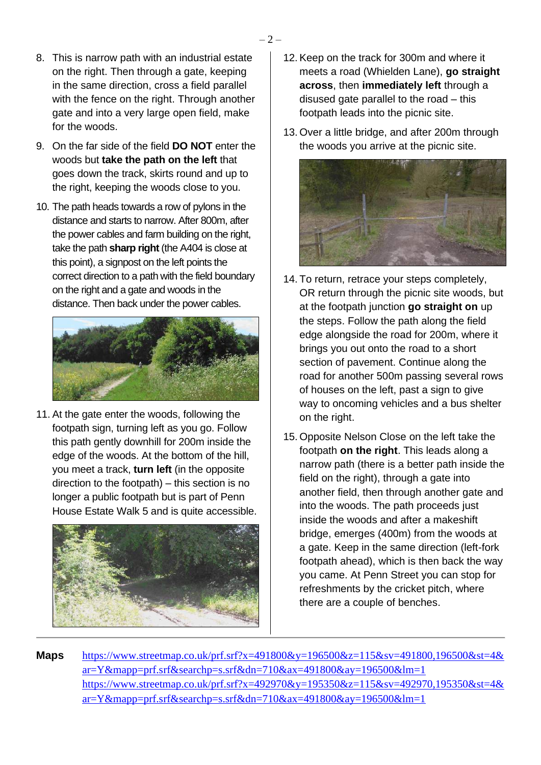8. This is narrow path with an industrial estate on the right. Then through a gate, keeping in the same direction, cross a field parallel with the fence on the right. Through another gate and into a very large open field, make for the woods.
9. On the far side of the field **DO NOT** enter the woods but **take the path on the left** that goes down the track, skirts round and up to the right, keeping the woods close to you.
10. The path heads towards a row of pylons in the distance and starts to narrow. After 800m, after the power cables and farm building on the right, take the path **sharp right** (the A404 is close at this point), a signpost on the left points the correct direction to a path with the field boundary on the right and a gate and woods in the distance. Then back under the power cables.
11. At the gate enter the woods, following the footpath sign, turning left as you go. Follow this path gently downhill for 200m inside the edge of the woods. At the bottom of the hill, you meet a track, **turn left** (in the opposite direction to the footpath) – this section is no longer a public footpath but is part of Penn House Estate Walk 5 and is quite accessible.
12. Keep on the track for 300m and where it meets a road (Whielden Lane), **go straight across**, then **immediately left** through a disused gate parallel to the road – this footpath leads into the picnic site.
13. Over a little bridge, and after 200m through the woods you arrive at the picnic site.
14. To return, retrace your steps completely, OR return through the picnic site woods, but at the footpath junction **go straight on** up the steps. Follow the path along the field edge alongside the road for 200m, where it brings you out onto the road to a short section of pavement. Continue along the road for another 500m passing several rows of houses on the left, past a sign to give way to oncoming vehicles and a bus shelter on the right.
15. Opposite Nelson Close on the left take the footpath **on the right**. This leads along a narrow path (there is a better path inside the field on the right), through a gate into another field, then through another gate and into the woods. The path proceeds just inside the woods and after a makeshift bridge, emerges (400m) from the woods at a gate. Keep in the same direction (left-fork footpath ahead), which is then back the way you came. At Penn Street you can stop for refreshments by the cricket pitch, where there are a couple of benches.

**Maps** https://www.streetmap.co.uk/prf.srf?x=491800&y=196500&z=115&sv=491800,196500&st=4&ar=Y&mapp=prf.srf&searchp=s.srf&dn=710&ax=491800&ay=196500&lm=1
https://www.streetmap.co.uk/prf.srf?x=492970&y=195350&z=115&sv=492970,195350&st=4&ar=Y&mapp=prf.srf&searchp=s.srf&dn=710&ax=491800&ay=196500&lm=1